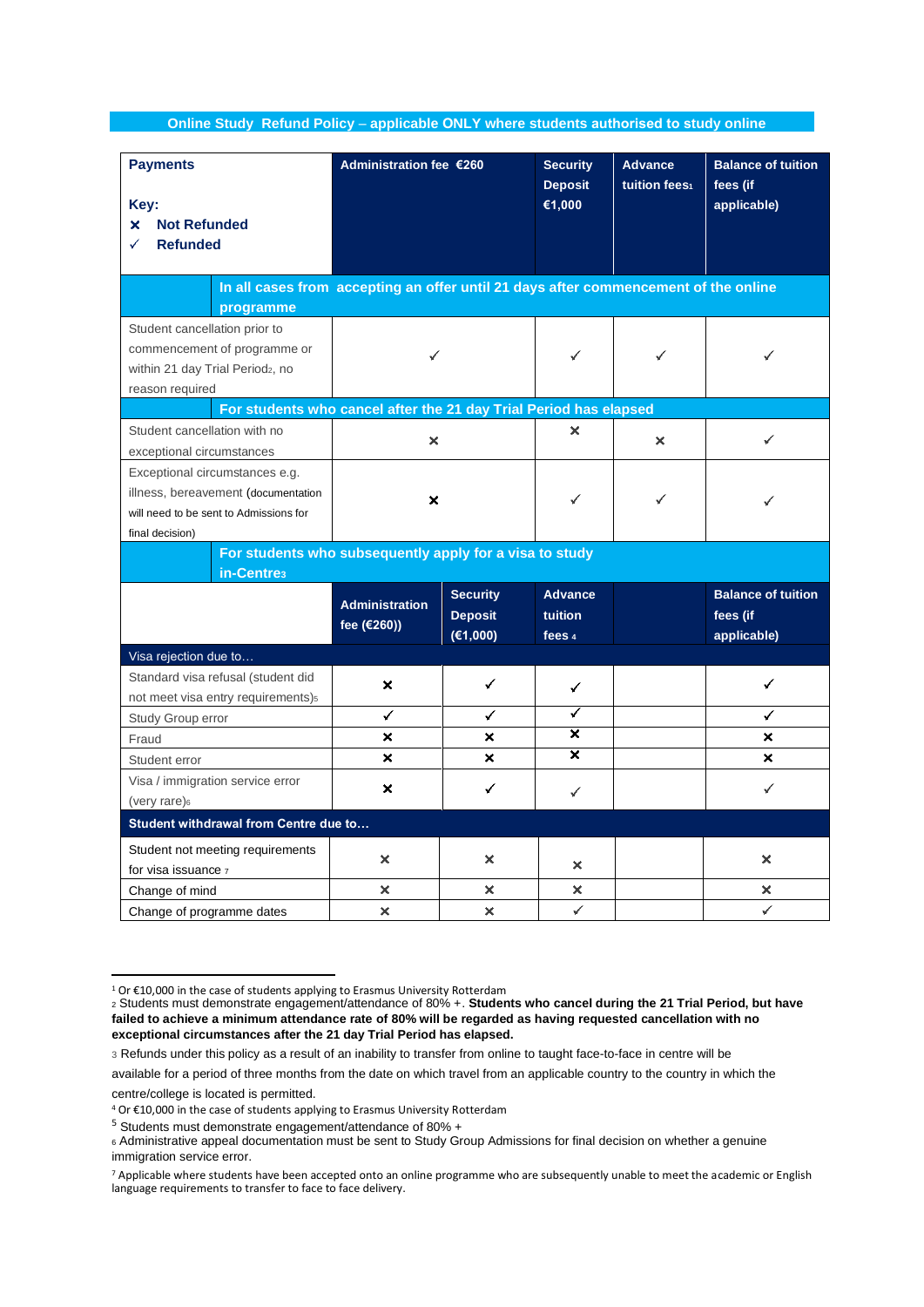## Online Study Refund Policy – applicable ONLY where students authorised to study online

| **Payments**<br><br>**Key:**<br>**×** **Not Refunded**<br>**✓** **Refunded** | **Administration fee €260** | **Security Deposit €1,000** | **Advance tuition fees[1]** | **Balance of tuition fees (if applicable)** |
|---|---|---|---|---|
| | **In all cases from accepting an offer until 21 days after commencement of the online programme** | | | |
| Student cancellation prior to commencement of programme or within 21 day Trial Period[2], no reason required | ✓ | ✓ | ✓ | ✓ |
| | **For students who cancel after the 21 day Trial Period has elapsed** | | | |
| Student cancellation with no exceptional circumstances | × | × | × | ✓ |
| Exceptional circumstances e.g. illness, bereavement (documentation will need to be sent to Admissions for final decision) | × | ✓ | ✓ | ✓ |

| | **For students who subsequently apply for a visa to study in-Centre[3]** | | | | |
|---|---|---|---|---|---|
| | **Administration fee (€260))** | **Security Deposit (€1,000)** | **Advance tuition fees [4]** | | **Balance of tuition fees (if applicable)** |
| **Visa rejection due to…** | | | | | |
| Standard visa refusal (student did not meet visa entry requirements)[5] | × | ✓ | ✓ | | ✓ |
| Study Group error | ✓ | ✓ | ✓ | | ✓ |
| Fraud | × | × | × | | × |
| Student error | × | × | × | | × |
| Visa / immigration service error (very rare)[6] | × | ✓ | ✓ | | ✓ |
| **Student withdrawal from Centre due to…** | | | | | |
| Student not meeting requirements for visa issuance [7] | × | × | × | | × |
| Change of mind | × | × | × | | × |
| Change of programme dates | × | × | ✓ | | ✓ |

---

[1] Or €10,000 in the case of students applying to Erasmus University Rotterdam

[2] Students must demonstrate engagement/attendance of 80% +. **Students who cancel during the 21 Trial Period, but have failed to achieve a minimum attendance rate of 80% will be regarded as having requested cancellation with no exceptional circumstances after the 21 day Trial Period has elapsed.**

[3] Refunds under this policy as a result of an inability to transfer from online to taught face-to-face in centre will be available for a period of three months from the date on which travel from an applicable country to the country in which the centre/college is located is permitted.

[4] Or €10,000 in the case of students applying to Erasmus University Rotterdam

[5] Students must demonstrate engagement/attendance of 80% +

[6] Administrative appeal documentation must be sent to Study Group Admissions for final decision on whether a genuine immigration service error.

[7] Applicable where students have been accepted onto an online programme who are subsequently unable to meet the academic or English language requirements to transfer to face to face delivery.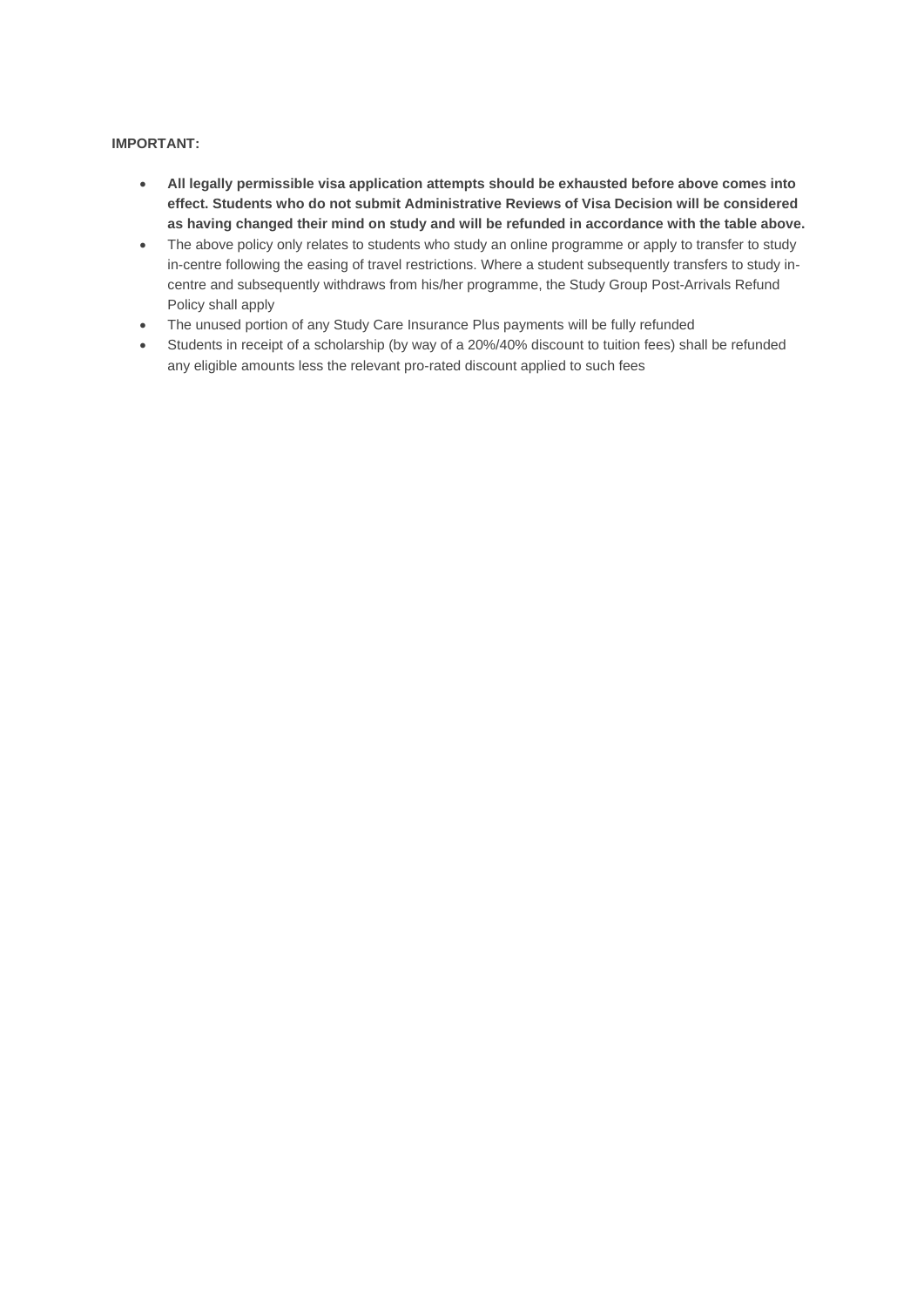**IMPORTANT:**

- **All legally permissible visa application attempts should be exhausted before above comes into effect. Students who do not submit Administrative Reviews of Visa Decision will be considered as having changed their mind on study and will be refunded in accordance with the table above.**
- The above policy only relates to students who study an online programme or apply to transfer to study in-centre following the easing of travel restrictions. Where a student subsequently transfers to study in-centre and subsequently withdraws from his/her programme, the Study Group Post-Arrivals Refund Policy shall apply
- The unused portion of any Study Care Insurance Plus payments will be fully refunded
- Students in receipt of a scholarship (by way of a 20%/40% discount to tuition fees) shall be refunded any eligible amounts less the relevant pro-rated discount applied to such fees